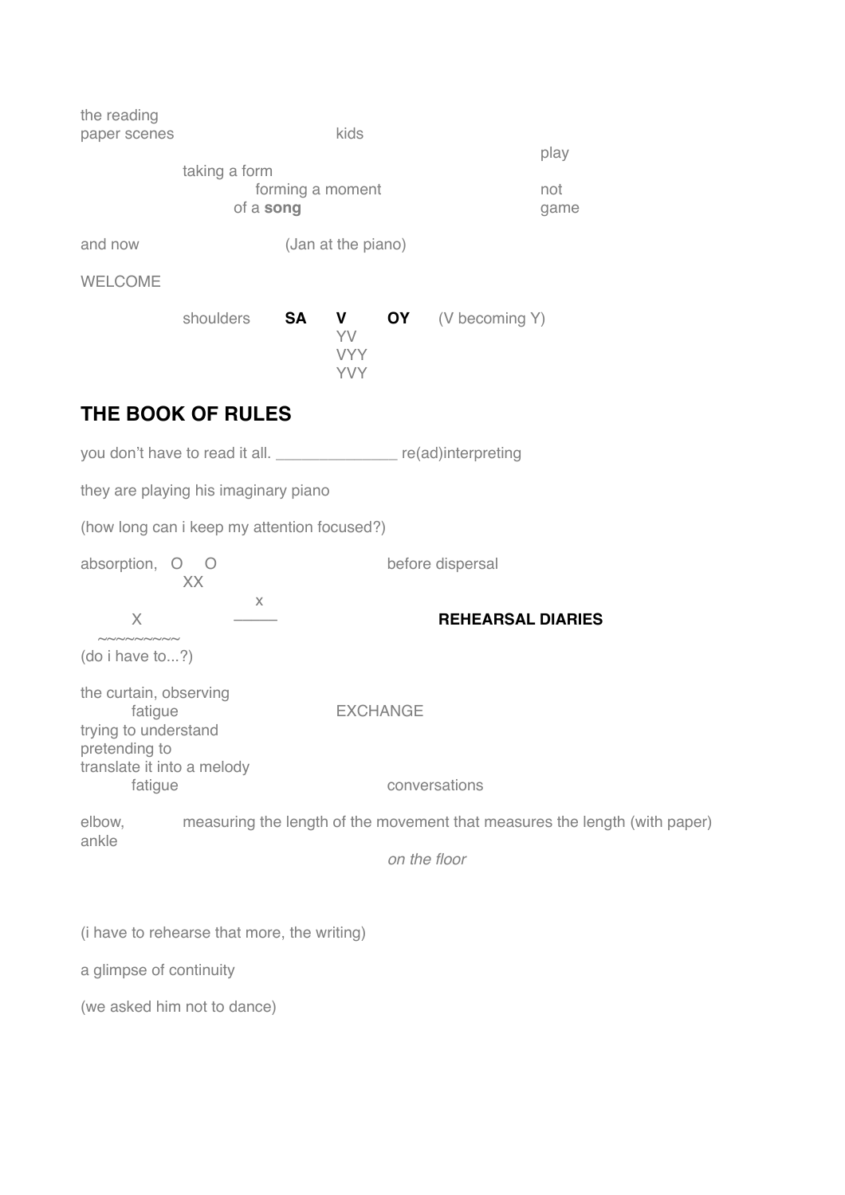the reading
paper scenes kids
play
taking a form
forming a moment not
of a **song** game

and now (Jan at the piano)

WELCOME

shoulders **SA** **V** **OY** (V becoming Y)
YV
VYY
YVY

## THE BOOK OF RULES

you don't have to read it all. _____________ re(ad)interpreting

they are playing his imaginary piano

(how long can i keep my attention focused?)

absorption, O O before dispersal
XX
x
X ——— **REHEARSAL DIARIES**
~~~~~~~~~~
(do i have to...?)

the curtain, observing
fatigue EXCHANGE
trying to understand
pretending to
translate it into a melody
fatigue conversations

elbow, measuring the length of the movement that measures the length (with paper)
ankle
*on the floor*

(i have to rehearse that more, the writing)

a glimpse of continuity

(we asked him not to dance)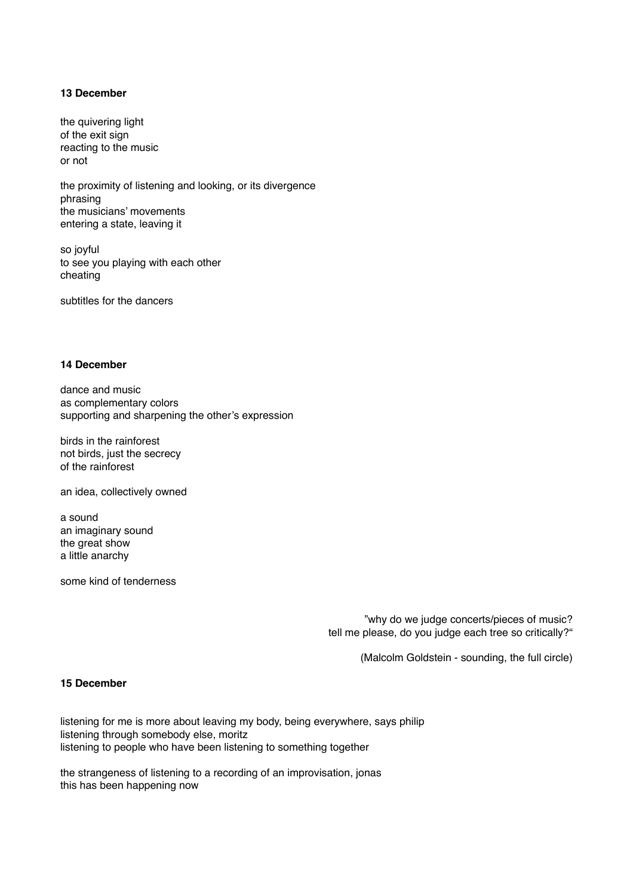**13 December**

the quivering light  
of the exit sign  
reacting to the music  
or not

the proximity of listening and looking, or its divergence  
phrasing  
the musicians' movements  
entering a state, leaving it

so joyful  
to see you playing with each other  
cheating

subtitles for the dancers

**14 December**

dance and music  
as complementary colors  
supporting and sharpening the other's expression

birds in the rainforest  
not birds, just the secrecy  
of the rainforest

an idea, collectively owned

a sound  
an imaginary sound  
the great show  
a little anarchy

some kind of tenderness

> "why do we judge concerts/pieces of music?  
> tell me please, do you judge each tree so critically?"
>
> (Malcolm Goldstein - sounding, the full circle)

**15 December**

listening for me is more about leaving my body, being everywhere, says philip  
listening through somebody else, moritz  
listening to people who have been listening to something together

the strangeness of listening to a recording of an improvisation, jonas  
this has been happening now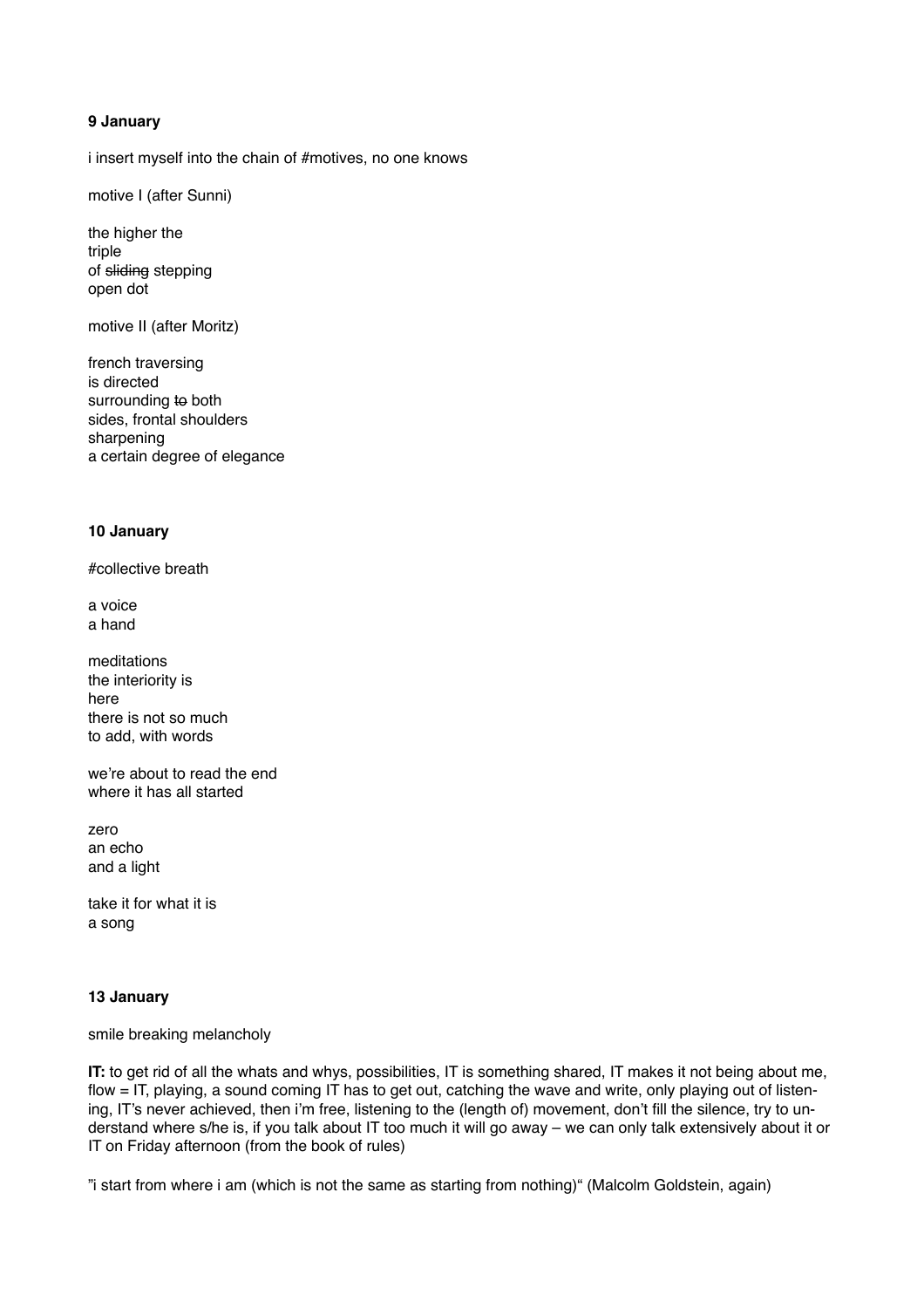**9 January**

i insert myself into the chain of #motives, no one knows

motive I (after Sunni)

the higher the  
triple  
of ~~sliding~~ stepping  
open dot

motive II (after Moritz)

french traversing  
is directed  
surrounding ~~to~~ both  
sides, frontal shoulders  
sharpening  
a certain degree of elegance

**10 January**

#collective breath

a voice  
a hand

meditations  
the interiority is  
here  
there is not so much  
to add, with words

we're about to read the end  
where it has all started

zero  
an echo  
and a light

take it for what it is  
a song

**13 January**

smile breaking melancholy

**IT:** to get rid of all the whats and whys, possibilities, IT is something shared, IT makes it not being about me, flow = IT, playing, a sound coming IT has to get out, catching the wave and write, only playing out of listening, IT's never achieved, then i'm free, listening to the (length of) movement, don't fill the silence, try to understand where s/he is, if you talk about IT too much it will go away – we can only talk extensively about it or IT on Friday afternoon (from the book of rules)

"i start from where i am (which is not the same as starting from nothing)" (Malcolm Goldstein, again)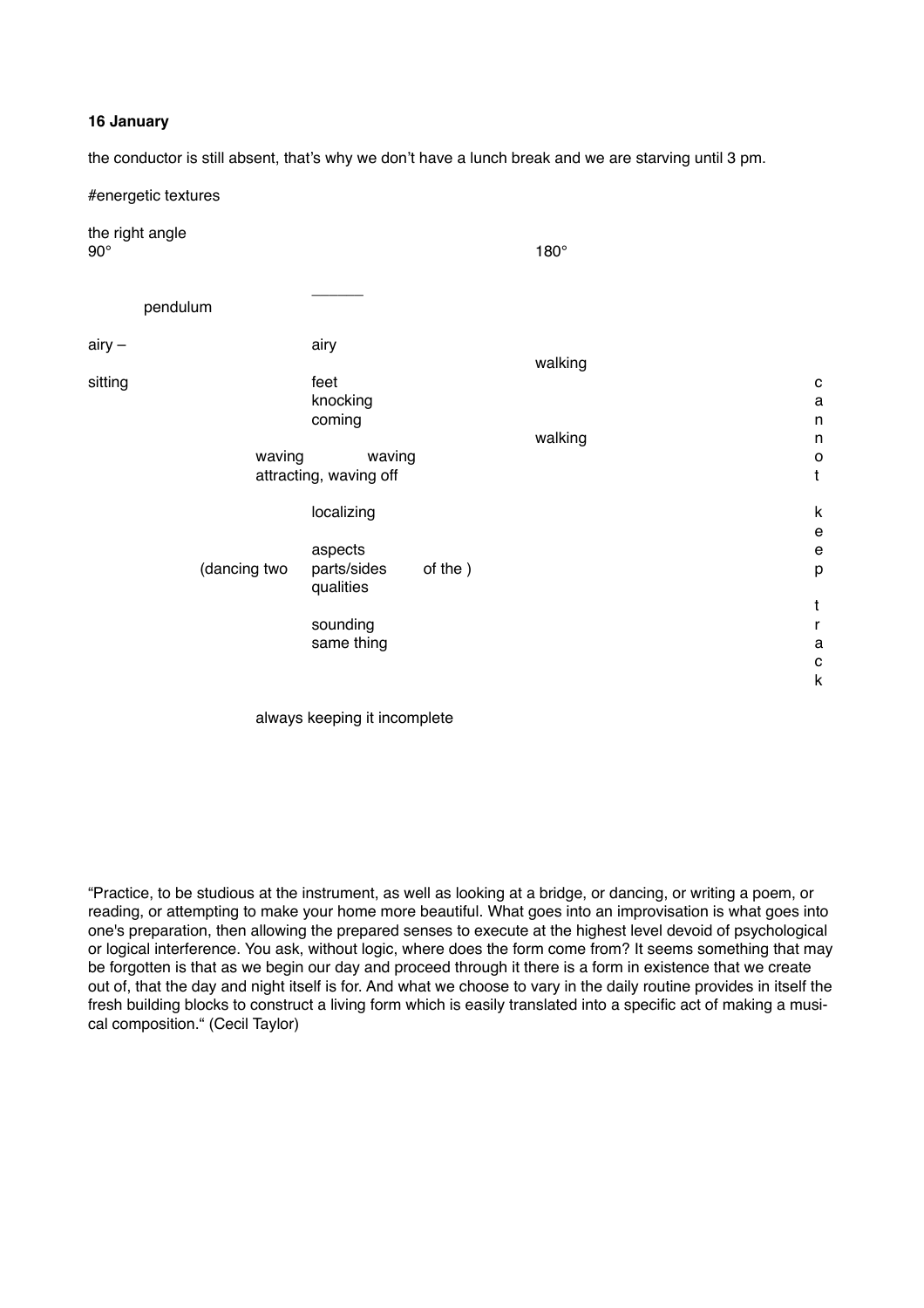**16 January**

the conductor is still absent, that's why we don't have a lunch break and we are starving until 3 pm.

#energetic textures

the right angle
90° 180°

______

pendulum

airy – airy

walking

sitting feet
knocking
coming

walking

waving waving
attracting, waving off

localizing

aspects
(dancing two parts/sides of the )
qualities

sounding
same thing

cannot keep track

always keeping it incomplete

"Practice, to be studious at the instrument, as well as looking at a bridge, or dancing, or writing a poem, or reading, or attempting to make your home more beautiful. What goes into an improvisation is what goes into one's preparation, then allowing the prepared senses to execute at the highest level devoid of psychological or logical interference. You ask, without logic, where does the form come from? It seems something that may be forgotten is that as we begin our day and proceed through it there is a form in existence that we create out of, that the day and night itself is for. And what we choose to vary in the daily routine provides in itself the fresh building blocks to construct a living form which is easily translated into a specific act of making a musical composition." (Cecil Taylor)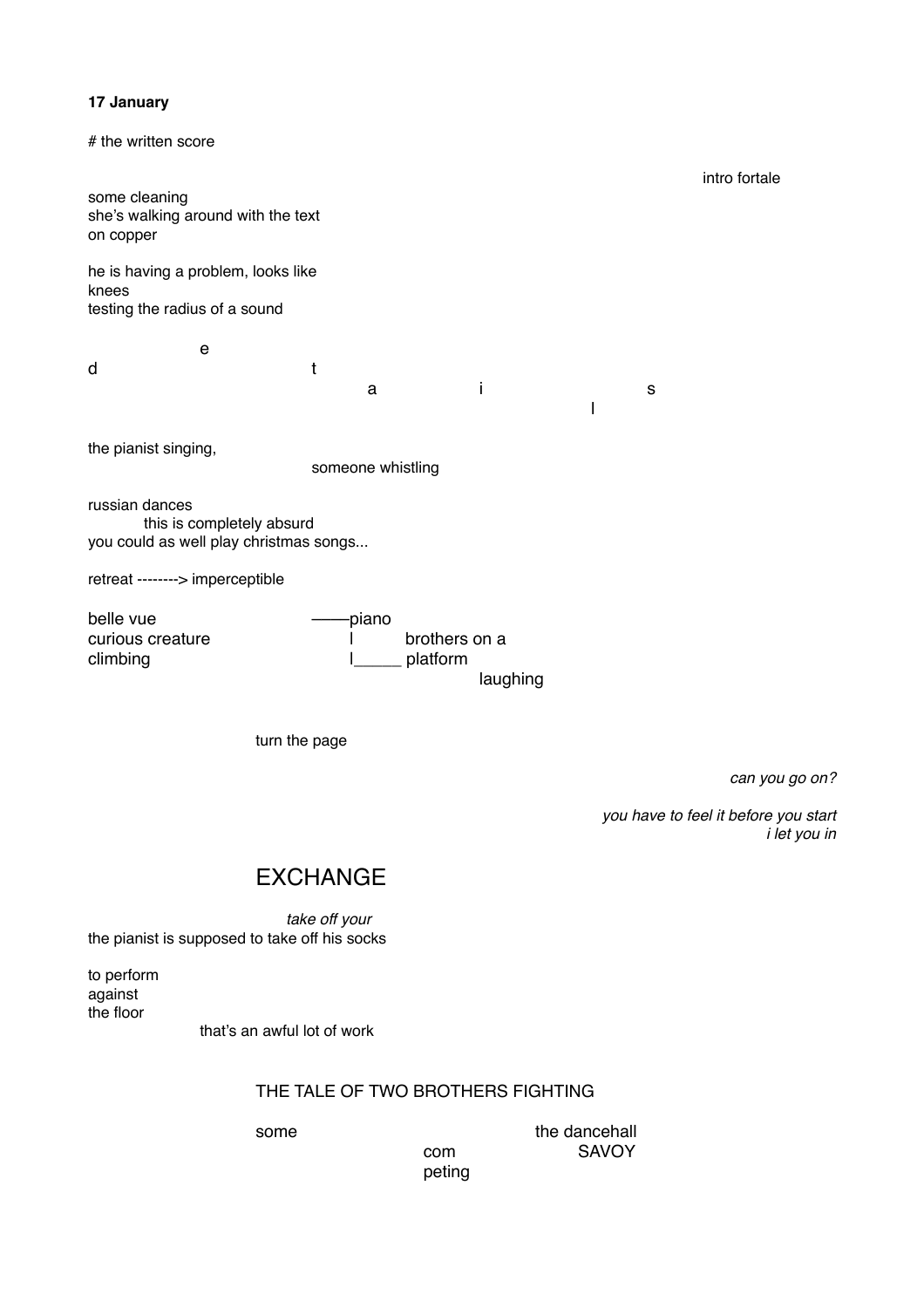**17 January**

# the written score

intro fortale

some cleaning
she's walking around with the text
on copper

he is having a problem, looks like
knees
testing the radius of a sound

e
d t
a i s
l

the pianist singing,
someone whistling

russian dances
this is completely absurd
you could as well play christmas songs...

retreat --------> imperceptible

belle vue ——piano
curious creature l brothers on a
climbing l_____ platform
laughing

turn the page

*can you go on?*

*you have to feel it before you start*
*i let you in*

EXCHANGE

*take off your*
the pianist is supposed to take off his socks

to perform
against
the floor
that's an awful lot of work

THE TALE OF TWO BROTHERS FIGHTING

some the dancehall
com SAVOY
peting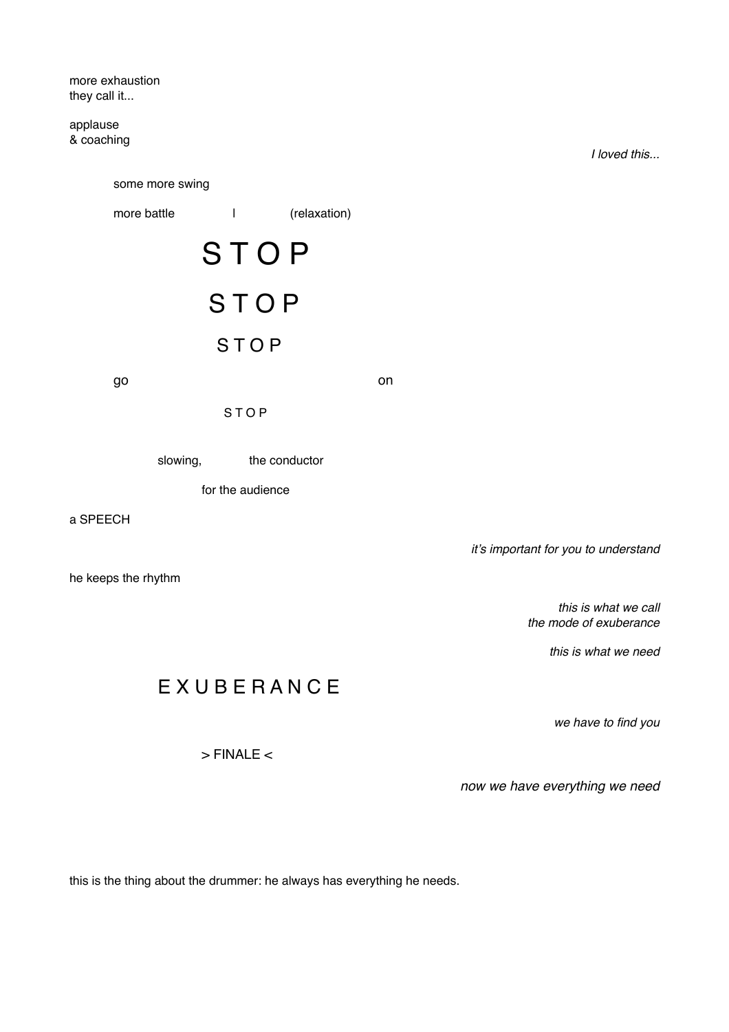more exhaustion
they call it...

applause
& coaching

*I loved this...*

some more swing

more battle  l  (relaxation)

S T O P

S T O P

S T O P

go  on

S T O P

slowing,  the conductor

for the audience

a SPEECH

*it's important for you to understand*

he keeps the rhythm

*this is what we call*
*the mode of exuberance*

*this is what we need*

E X U B E R A N C E

*we have to find you*

> FINALE <

*now we have everything we need*

this is the thing about the drummer: he always has everything he needs.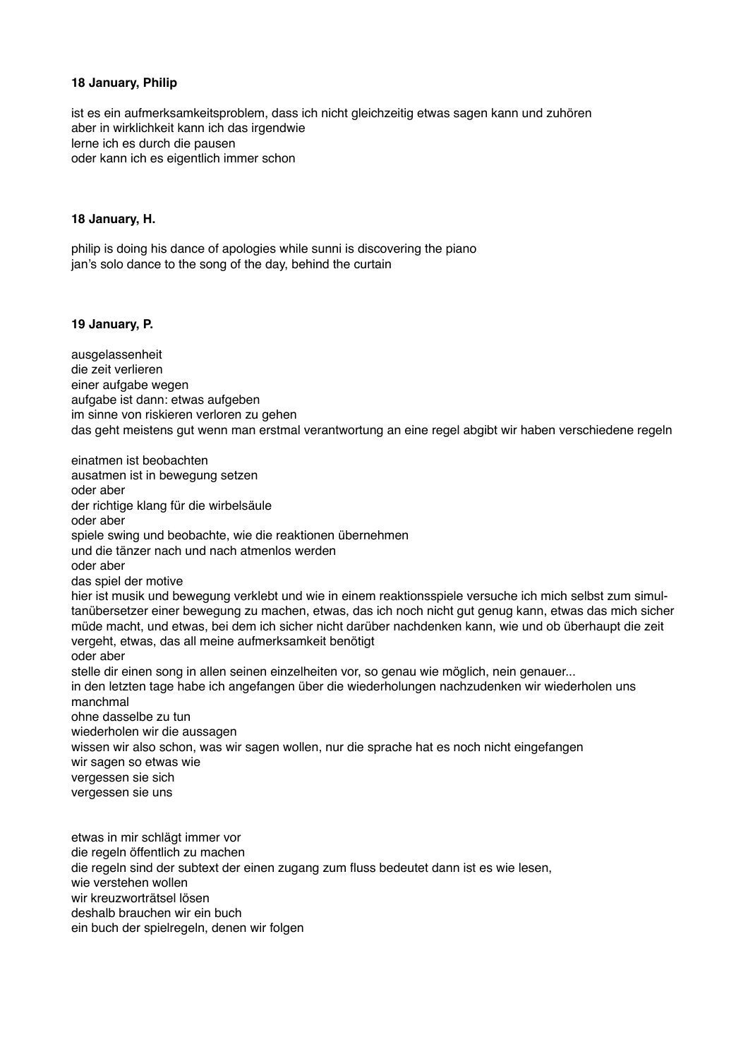**18 January, Philip**

ist es ein aufmerksamkeitsproblem, dass ich nicht gleichzeitig etwas sagen kann und zuhören
aber in wirklichkeit kann ich das irgendwie
lerne ich es durch die pausen
oder kann ich es eigentlich immer schon

**18 January, H.**

philip is doing his dance of apologies while sunni is discovering the piano
jan's solo dance to the song of the day, behind the curtain

**19 January, P.**

ausgelassenheit
die zeit verlieren
einer aufgabe wegen
aufgabe ist dann: etwas aufgeben
im sinne von riskieren verloren zu gehen
das geht meistens gut wenn man erstmal verantwortung an eine regel abgibt wir haben verschiedene regeln

einatmen ist beobachten
ausatmen ist in bewegung setzen
oder aber
der richtige klang für die wirbelsäule
oder aber
spiele swing und beobachte, wie die reaktionen übernehmen
und die tänzer nach und nach atmenlos werden
oder aber
das spiel der motive
hier ist musik und bewegung verklebt und wie in einem reaktionsspiele versuche ich mich selbst zum simultanübersetzer einer bewegung zu machen, etwas, das ich noch nicht gut genug kann, etwas das mich sicher müde macht, und etwas, bei dem ich sicher nicht darüber nachdenken kann, wie und ob überhaupt die zeit vergeht, etwas, das all meine aufmerksamkeit benötigt
oder aber
stelle dir einen song in allen seinen einzelheiten vor, so genau wie möglich, nein genauer...
in den letzten tage habe ich angefangen über die wiederholungen nachzudenken wir wiederholen uns manchmal
ohne dasselbe zu tun
wiederholen wir die aussagen
wissen wir also schon, was wir sagen wollen, nur die sprache hat es noch nicht eingefangen
wir sagen so etwas wie
vergessen sie sich
vergessen sie uns

etwas in mir schlägt immer vor
die regeln öffentlich zu machen
die regeln sind der subtext der einen zugang zum fluss bedeutet dann ist es wie lesen,
wie verstehen wollen
wir kreuzworträtsel lösen
deshalb brauchen wir ein buch
ein buch der spielregeln, denen wir folgen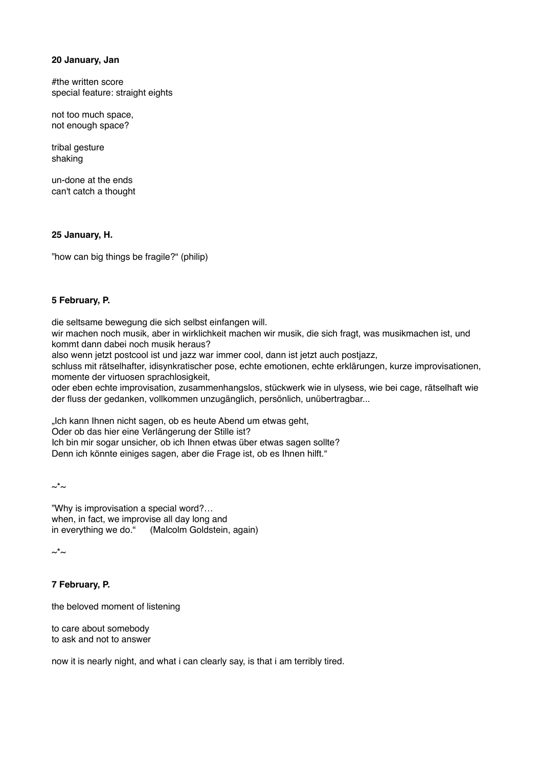**20 January, Jan**

#the written score
special feature: straight eights

not too much space,
not enough space?

tribal gesture
shaking

un-done at the ends
can't catch a thought

**25 January, H.**

"how can big things be fragile?" (philip)

**5 February, P.**

die seltsame bewegung die sich selbst einfangen will.
wir machen noch musik, aber in wirklichkeit machen wir musik, die sich fragt, was musikmachen ist, und kommt dann dabei noch musik heraus?
also wenn jetzt postcool ist und jazz war immer cool, dann ist jetzt auch postjazz,
schluss mit rätselhafter, idisynkratischer pose, echte emotionen, echte erklärungen, kurze improvisationen, momente der virtuosen sprachlosigkeit,
oder eben echte improvisation, zusammenhangslos, stückwerk wie in ulysess, wie bei cage, rätselhaft wie der fluss der gedanken, vollkommen unzugänglich, persönlich, unübertragbar...

„Ich kann Ihnen nicht sagen, ob es heute Abend um etwas geht,
Oder ob das hier eine Verlängerung der Stille ist?
Ich bin mir sogar unsicher, ob ich Ihnen etwas über etwas sagen sollte?
Denn ich könnte einiges sagen, aber die Frage ist, ob es Ihnen hilft."

~*~

"Why is improvisation a special word?…
when, in fact, we improvise all day long and
in everything we do." (Malcolm Goldstein, again)

~*~

**7 February, P.**

the beloved moment of listening

to care about somebody
to ask and not to answer

now it is nearly night, and what i can clearly say, is that i am terribly tired.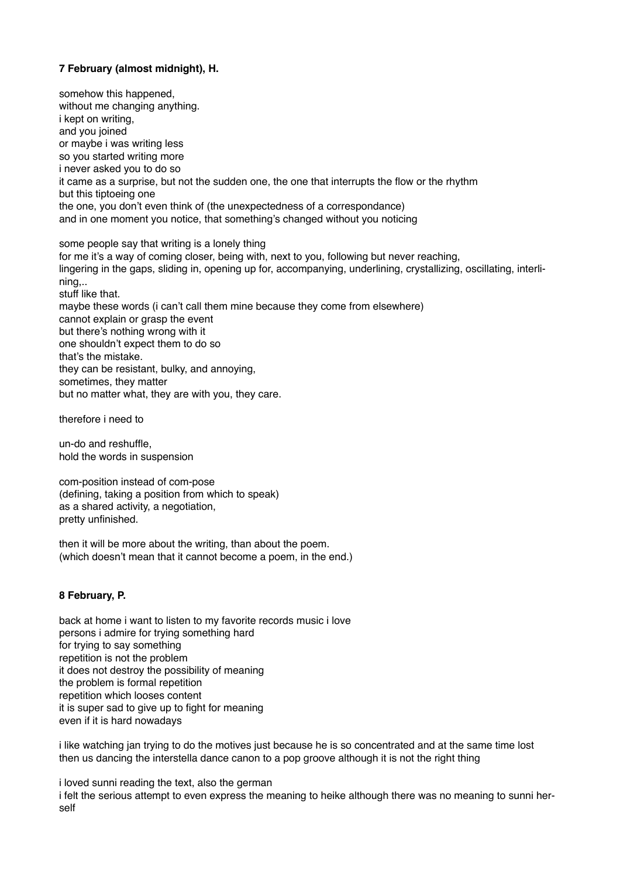**7 February (almost midnight), H.**

somehow this happened,
without me changing anything.
i kept on writing,
and you joined
or maybe i was writing less
so you started writing more
i never asked you to do so
it came as a surprise, but not the sudden one, the one that interrupts the flow or the rhythm
but this tiptoeing one
the one, you don't even think of (the unexpectedness of a correspondance)
and in one moment you notice, that something's changed without you noticing

some people say that writing is a lonely thing
for me it's a way of coming closer, being with, next to you, following but never reaching,
lingering in the gaps, sliding in, opening up for, accompanying, underlining, crystallizing, oscillating, interlining,..
stuff like that.
maybe these words (i can't call them mine because they come from elsewhere)
cannot explain or grasp the event
but there's nothing wrong with it
one shouldn't expect them to do so
that's the mistake.
they can be resistant, bulky, and annoying,
sometimes, they matter
but no matter what, they are with you, they care.

therefore i need to

un-do and reshuffle,
hold the words in suspension

com-position instead of com-pose
(defining, taking a position from which to speak)
as a shared activity, a negotiation,
pretty unfinished.

then it will be more about the writing, than about the poem.
(which doesn't mean that it cannot become a poem, in the end.)

**8 February, P.**

back at home i want to listen to my favorite records music i love
persons i admire for trying something hard
for trying to say something
repetition is not the problem
it does not destroy the possibility of meaning
the problem is formal repetition
repetition which looses content
it is super sad to give up to fight for meaning
even if it is hard nowadays

i like watching jan trying to do the motives just because he is so concentrated and at the same time lost
then us dancing the interstella dance canon to a pop groove although it is not the right thing

i loved sunni reading the text, also the german
i felt the serious attempt to even express the meaning to heike although there was no meaning to sunni herself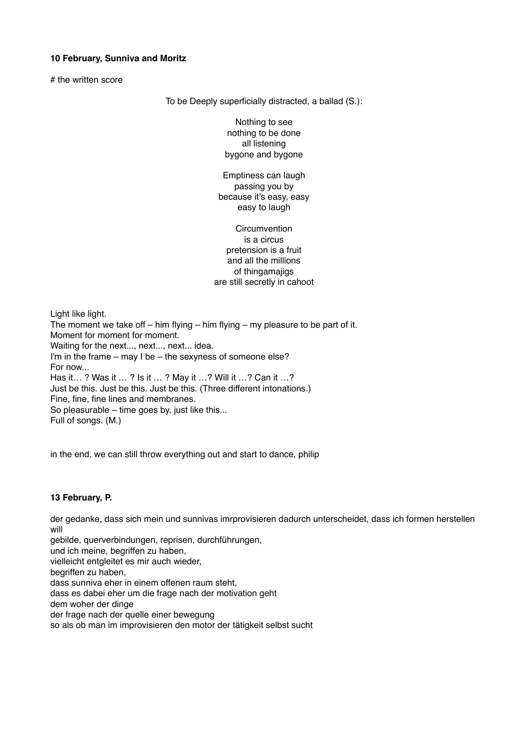**10 February, Sunniva and Moritz**

# the written score

To be Deeply superficially distracted, a ballad (S.):

Nothing to see  
nothing to be done  
all listening  
bygone and bygone

Emptiness can laugh  
passing you by  
because it's easy, easy  
easy to laugh

Circumvention  
is a circus  
pretension is a fruit  
and all the millions  
of thingamajigs  
are still secretly in cahoot

Light like light.  
The moment we take off – him flying – him flying – my pleasure to be part of it.  
Moment for moment for moment.  
Waiting for the next..., next..., next... idea.  
I'm in the frame – may I be – the sexyness of someone else?  
For now...  
Has it… ? Was it … ? Is it … ? May it …? Will it …? Can it …?  
Just be this. Just be this. Just be this. (Three different intonations.)  
Fine, fine, fine lines and membranes.  
So pleasurable – time goes by, just like this...  
Full of songs. (M.)

in the end, we can still throw everything out and start to dance, philip

**13 February, P.**

der gedanke, dass sich mein und sunnivas imrprovisieren dadurch unterscheidet, dass ich formen herstellen will  
gebilde, querverbindungen, reprisen, durchführungen,  
und ich meine, begriffen zu haben,  
vielleicht entgleitet es mir auch wieder,  
begriffen zu haben,  
dass sunniva eher in einem offenen raum steht,  
dass es dabei eher um die frage nach der motivation geht  
dem woher der dinge  
der frage nach der quelle einer bewegung  
so als ob man im improvisieren den motor der tätigkeit selbst sucht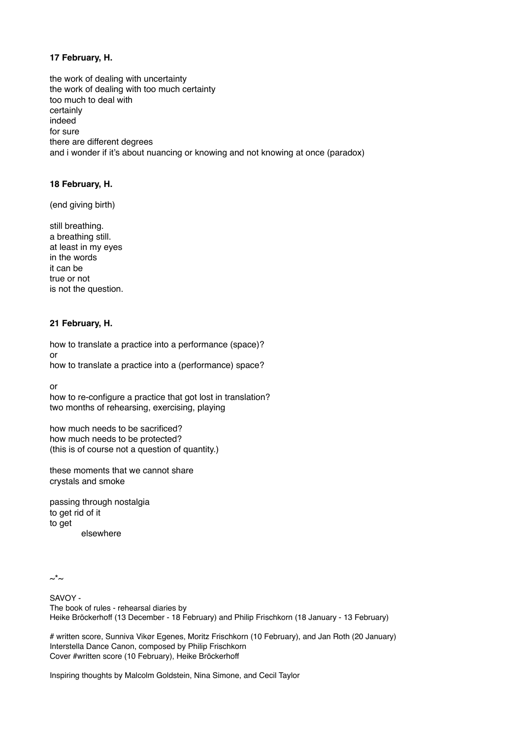**17 February, H.**

the work of dealing with uncertainty
the work of dealing with too much certainty
too much to deal with
certainly
indeed
for sure
there are different degrees
and i wonder if it's about nuancing or knowing and not knowing at once (paradox)

**18 February, H.**

(end giving birth)

still breathing.
a breathing still.
at least in my eyes
in the words
it can be
true or not
is not the question.

**21 February, H.**

how to translate a practice into a performance (space)?
or
how to translate a practice into a (performance) space?

or
how to re-configure a practice that got lost in translation?
two months of rehearsing, exercising, playing

how much needs to be sacrificed?
how much needs to be protected?
(this is of course not a question of quantity.)

these moments that we cannot share
crystals and smoke

passing through nostalgia
to get rid of it
to get
        elsewhere

~*~

SAVOY -
The book of rules - rehearsal diaries by
Heike Bröckerhoff (13 December - 18 February) and Philip Frischkorn (18 January - 13 February)

# written score, Sunniva Vikør Egenes, Moritz Frischkorn (10 February), and Jan Roth (20 January)
Interstella Dance Canon, composed by Philip Frischkorn
Cover #written score (10 February), Heike Bröckerhoff

Inspiring thoughts by Malcolm Goldstein, Nina Simone, and Cecil Taylor